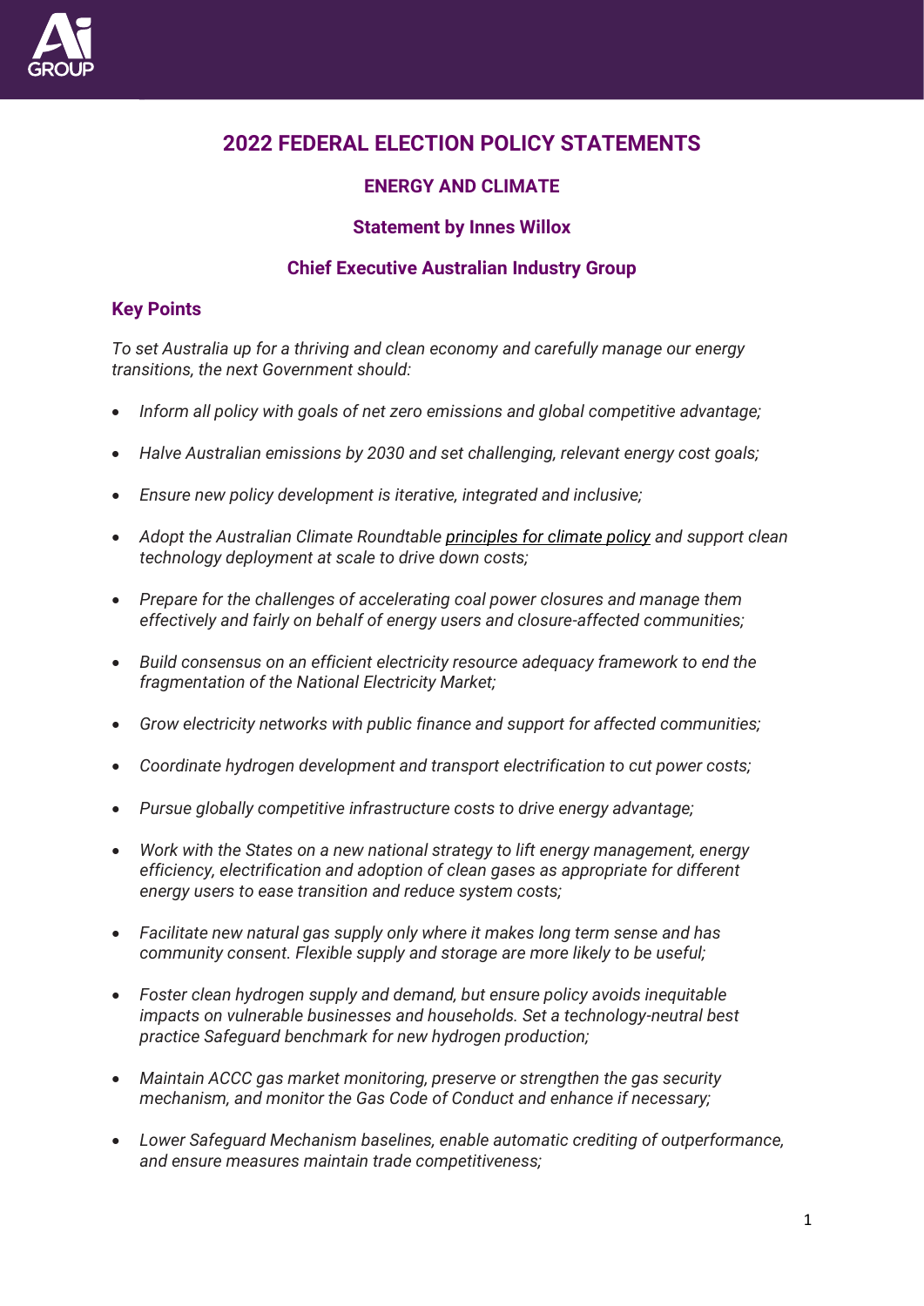# 2022 FEDERAL ELECTION POLICY STATEMENTS

## ENERGY AND CLIMATE

### Statement by Innes Willox

### Chief Executive Australian Industry Group

## Key Points

*To set Australia up for a thriving and clean economy and carefully manage our energy transitions, the next Government should:*

- *Inform all policy with goals of net zero emissions and global competitive advantage;*
- *Halve Australian emissions by 2030 and set challenging, relevant energy cost goals;*
- *Ensure new policy development is iterative, integrated and inclusive;*
- *Adopt the Australian Climate Roundtable principles for climate policy and support clean technology deployment at scale to drive down costs;*
- *Prepare for the challenges of accelerating coal power closures and manage them effectively and fairly on behalf of energy users and closure-affected communities;*
- *Build consensus on an efficient electricity resource adequacy framework to end the fragmentation of the National Electricity Market;*
- *Grow electricity networks with public finance and support for affected communities;*
- *Coordinate hydrogen development and transport electrification to cut power costs;*
- *Pursue globally competitive infrastructure costs to drive energy advantage;*
- *Work with the States on a new national strategy to lift energy management, energy efficiency, electrification and adoption of clean gases as appropriate for different energy users to ease transition and reduce system costs;*
- *Facilitate new natural gas supply only where it makes long term sense and has community consent. Flexible supply and storage are more likely to be useful;*
- *Foster clean hydrogen supply and demand, but ensure policy avoids inequitable impacts on vulnerable businesses and households. Set a technology-neutral best practice Safeguard benchmark for new hydrogen production;*
- *Maintain ACCC gas market monitoring, preserve or strengthen the gas security mechanism, and monitor the Gas Code of Conduct and enhance if necessary;*
- *Lower Safeguard Mechanism baselines, enable automatic crediting of outperformance, and ensure measures maintain trade competitiveness;*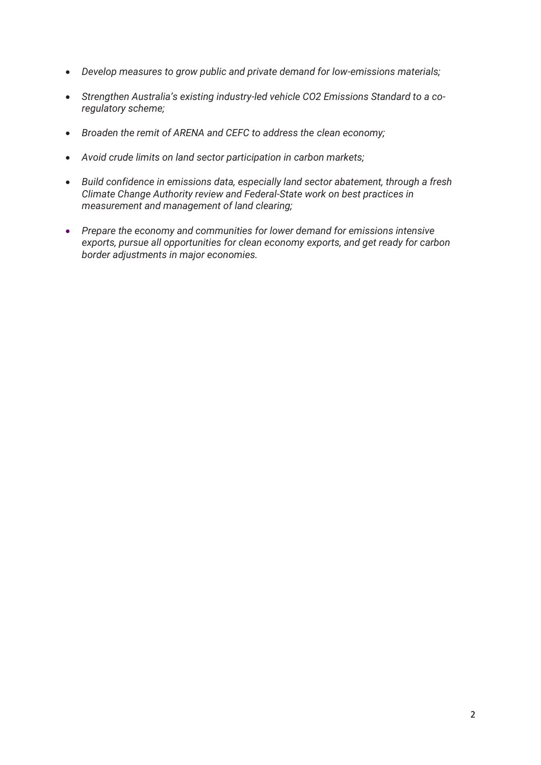- *Develop measures to grow public and private demand for low-emissions materials;*
- *Strengthen Australia's existing industry-led vehicle CO2 Emissions Standard to a co-regulatory scheme;*
- *Broaden the remit of ARENA and CEFC to address the clean economy;*
- *Avoid crude limits on land sector participation in carbon markets;*
- *Build confidence in emissions data, especially land sector abatement, through a fresh Climate Change Authority review and Federal-State work on best practices in measurement and management of land clearing;*
- *Prepare the economy and communities for lower demand for emissions intensive exports, pursue all opportunities for clean economy exports, and get ready for carbon border adjustments in major economies.*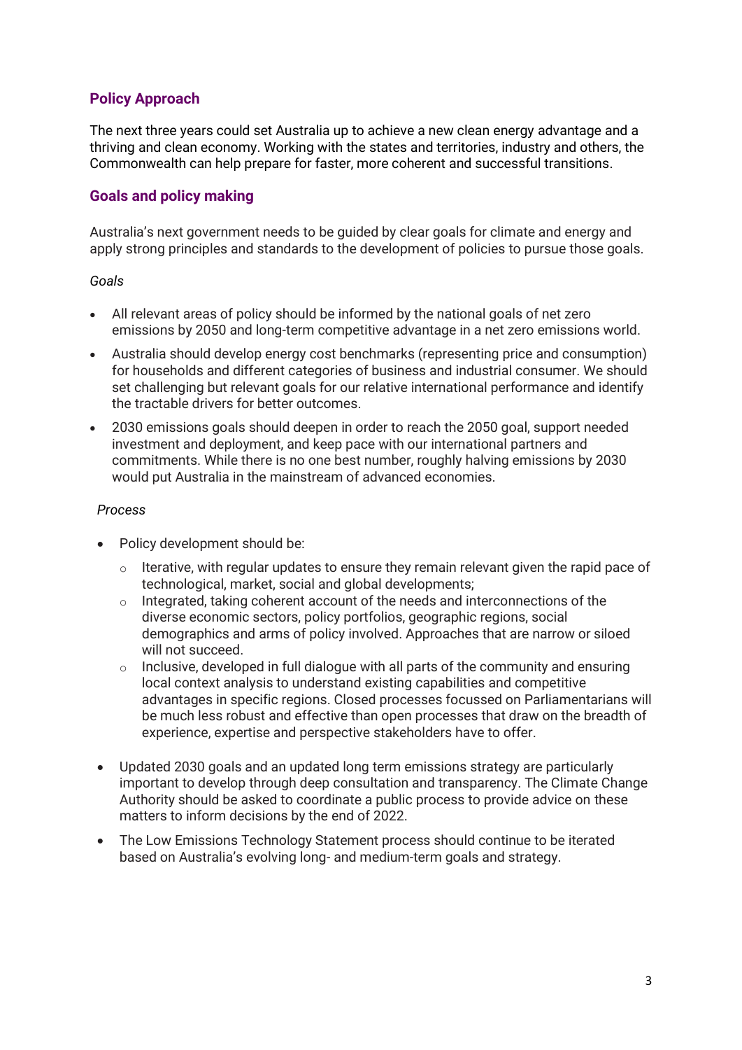## Policy Approach

The next three years could set Australia up to achieve a new clean energy advantage and a thriving and clean economy. Working with the states and territories, industry and others, the Commonwealth can help prepare for faster, more coherent and successful transitions.

## Goals and policy making

Australia's next government needs to be guided by clear goals for climate and energy and apply strong principles and standards to the development of policies to pursue those goals.

*Goals*

- All relevant areas of policy should be informed by the national goals of net zero emissions by 2050 and long-term competitive advantage in a net zero emissions world.
- Australia should develop energy cost benchmarks (representing price and consumption) for households and different categories of business and industrial consumer. We should set challenging but relevant goals for our relative international performance and identify the tractable drivers for better outcomes.
- 2030 emissions goals should deepen in order to reach the 2050 goal, support needed investment and deployment, and keep pace with our international partners and commitments. While there is no one best number, roughly halving emissions by 2030 would put Australia in the mainstream of advanced economies.

*Process*

- Policy development should be:
  - Iterative, with regular updates to ensure they remain relevant given the rapid pace of technological, market, social and global developments;
  - Integrated, taking coherent account of the needs and interconnections of the diverse economic sectors, policy portfolios, geographic regions, social demographics and arms of policy involved. Approaches that are narrow or siloed will not succeed.
  - Inclusive, developed in full dialogue with all parts of the community and ensuring local context analysis to understand existing capabilities and competitive advantages in specific regions. Closed processes focussed on Parliamentarians will be much less robust and effective than open processes that draw on the breadth of experience, expertise and perspective stakeholders have to offer.
- Updated 2030 goals and an updated long term emissions strategy are particularly important to develop through deep consultation and transparency. The Climate Change Authority should be asked to coordinate a public process to provide advice on these matters to inform decisions by the end of 2022.
- The Low Emissions Technology Statement process should continue to be iterated based on Australia's evolving long- and medium-term goals and strategy.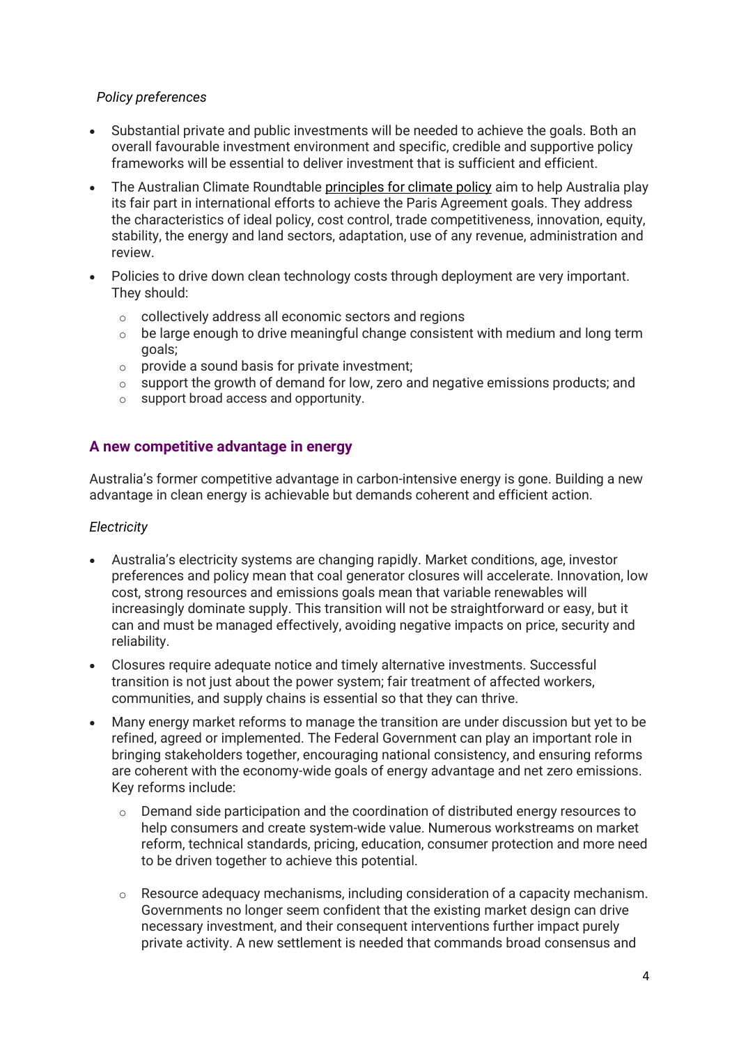*Policy preferences*

- Substantial private and public investments will be needed to achieve the goals. Both an overall favourable investment environment and specific, credible and supportive policy frameworks will be essential to deliver investment that is sufficient and efficient.
- The Australian Climate Roundtable principles for climate policy aim to help Australia play its fair part in international efforts to achieve the Paris Agreement goals. They address the characteristics of ideal policy, cost control, trade competitiveness, innovation, equity, stability, the energy and land sectors, adaptation, use of any revenue, administration and review.
- Policies to drive down clean technology costs through deployment are very important. They should:
  - collectively address all economic sectors and regions
  - be large enough to drive meaningful change consistent with medium and long term goals;
  - provide a sound basis for private investment;
  - support the growth of demand for low, zero and negative emissions products; and
  - support broad access and opportunity.

## A new competitive advantage in energy

Australia's former competitive advantage in carbon-intensive energy is gone. Building a new advantage in clean energy is achievable but demands coherent and efficient action.

*Electricity*

- Australia's electricity systems are changing rapidly. Market conditions, age, investor preferences and policy mean that coal generator closures will accelerate. Innovation, low cost, strong resources and emissions goals mean that variable renewables will increasingly dominate supply. This transition will not be straightforward or easy, but it can and must be managed effectively, avoiding negative impacts on price, security and reliability.
- Closures require adequate notice and timely alternative investments. Successful transition is not just about the power system; fair treatment of affected workers, communities, and supply chains is essential so that they can thrive.
- Many energy market reforms to manage the transition are under discussion but yet to be refined, agreed or implemented. The Federal Government can play an important role in bringing stakeholders together, encouraging national consistency, and ensuring reforms are coherent with the economy-wide goals of energy advantage and net zero emissions. Key reforms include:
  - Demand side participation and the coordination of distributed energy resources to help consumers and create system-wide value. Numerous workstreams on market reform, technical standards, pricing, education, consumer protection and more need to be driven together to achieve this potential.
  - Resource adequacy mechanisms, including consideration of a capacity mechanism. Governments no longer seem confident that the existing market design can drive necessary investment, and their consequent interventions further impact purely private activity. A new settlement is needed that commands broad consensus and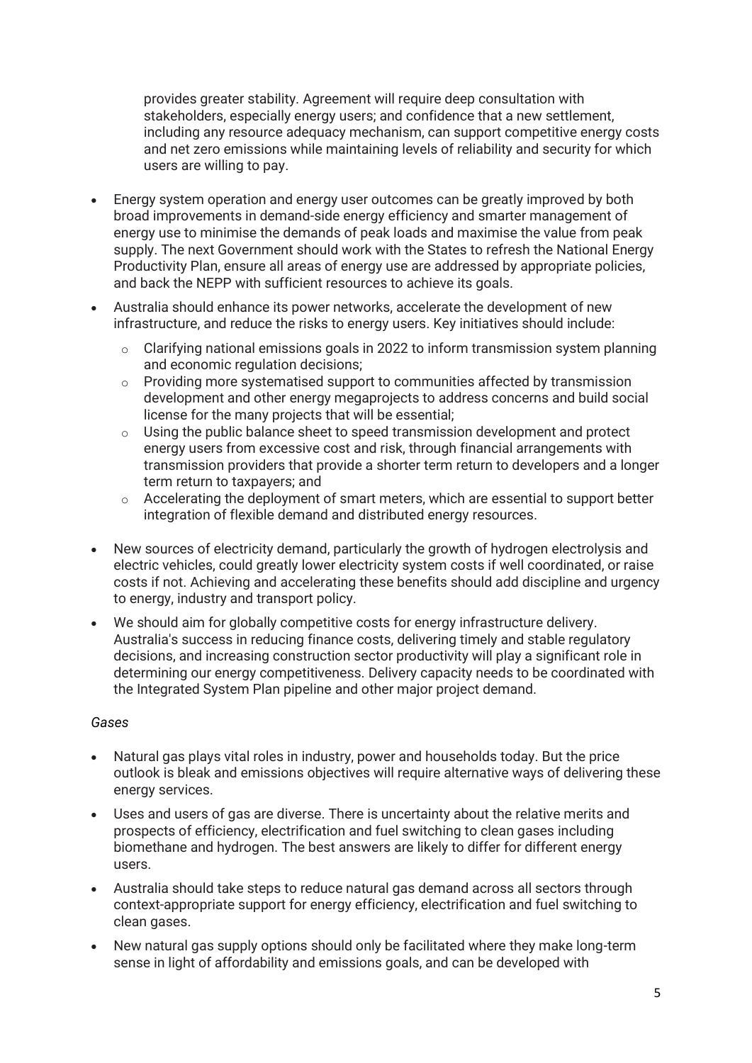provides greater stability. Agreement will require deep consultation with stakeholders, especially energy users; and confidence that a new settlement, including any resource adequacy mechanism, can support competitive energy costs and net zero emissions while maintaining levels of reliability and security for which users are willing to pay.

- Energy system operation and energy user outcomes can be greatly improved by both broad improvements in demand-side energy efficiency and smarter management of energy use to minimise the demands of peak loads and maximise the value from peak supply. The next Government should work with the States to refresh the National Energy Productivity Plan, ensure all areas of energy use are addressed by appropriate policies, and back the NEPP with sufficient resources to achieve its goals.
- Australia should enhance its power networks, accelerate the development of new infrastructure, and reduce the risks to energy users. Key initiatives should include:
    - Clarifying national emissions goals in 2022 to inform transmission system planning and economic regulation decisions;
    - Providing more systematised support to communities affected by transmission development and other energy megaprojects to address concerns and build social license for the many projects that will be essential;
    - Using the public balance sheet to speed transmission development and protect energy users from excessive cost and risk, through financial arrangements with transmission providers that provide a shorter term return to developers and a longer term return to taxpayers; and
    - Accelerating the deployment of smart meters, which are essential to support better integration of flexible demand and distributed energy resources.
- New sources of electricity demand, particularly the growth of hydrogen electrolysis and electric vehicles, could greatly lower electricity system costs if well coordinated, or raise costs if not. Achieving and accelerating these benefits should add discipline and urgency to energy, industry and transport policy.
- We should aim for globally competitive costs for energy infrastructure delivery. Australia's success in reducing finance costs, delivering timely and stable regulatory decisions, and increasing construction sector productivity will play a significant role in determining our energy competitiveness. Delivery capacity needs to be coordinated with the Integrated System Plan pipeline and other major project demand.

*Gases*

- Natural gas plays vital roles in industry, power and households today. But the price outlook is bleak and emissions objectives will require alternative ways of delivering these energy services.
- Uses and users of gas are diverse. There is uncertainty about the relative merits and prospects of efficiency, electrification and fuel switching to clean gases including biomethane and hydrogen. The best answers are likely to differ for different energy users.
- Australia should take steps to reduce natural gas demand across all sectors through context-appropriate support for energy efficiency, electrification and fuel switching to clean gases.
- New natural gas supply options should only be facilitated where they make long-term sense in light of affordability and emissions goals, and can be developed with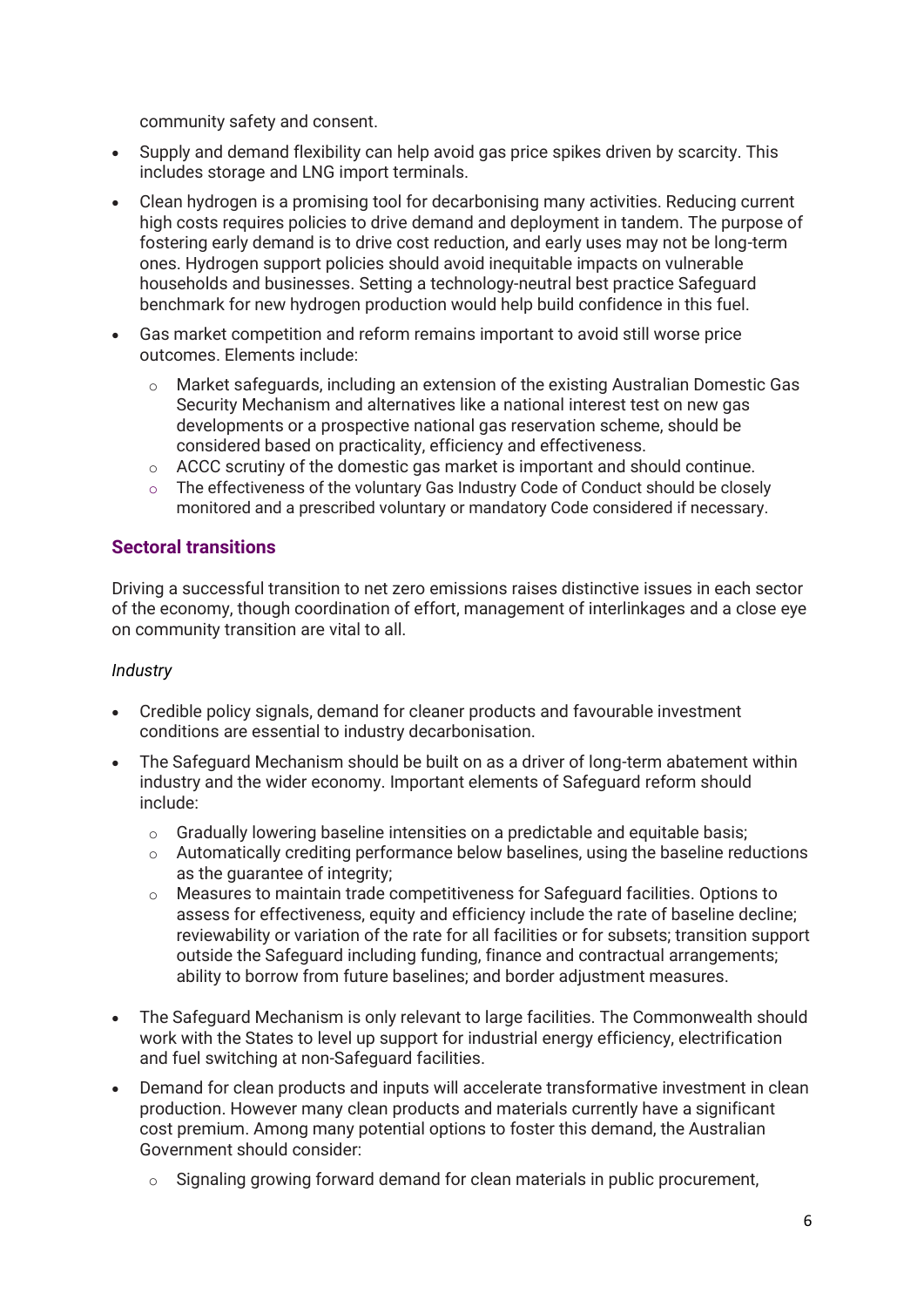community safety and consent.

- Supply and demand flexibility can help avoid gas price spikes driven by scarcity. This includes storage and LNG import terminals.
- Clean hydrogen is a promising tool for decarbonising many activities. Reducing current high costs requires policies to drive demand and deployment in tandem. The purpose of fostering early demand is to drive cost reduction, and early uses may not be long-term ones. Hydrogen support policies should avoid inequitable impacts on vulnerable households and businesses. Setting a technology-neutral best practice Safeguard benchmark for new hydrogen production would help build confidence in this fuel.
- Gas market competition and reform remains important to avoid still worse price outcomes. Elements include:
  - Market safeguards, including an extension of the existing Australian Domestic Gas Security Mechanism and alternatives like a national interest test on new gas developments or a prospective national gas reservation scheme, should be considered based on practicality, efficiency and effectiveness.
  - ACCC scrutiny of the domestic gas market is important and should continue.
  - The effectiveness of the voluntary Gas Industry Code of Conduct should be closely monitored and a prescribed voluntary or mandatory Code considered if necessary.

## Sectoral transitions

Driving a successful transition to net zero emissions raises distinctive issues in each sector of the economy, though coordination of effort, management of interlinkages and a close eye on community transition are vital to all.

*Industry*

- Credible policy signals, demand for cleaner products and favourable investment conditions are essential to industry decarbonisation.
- The Safeguard Mechanism should be built on as a driver of long-term abatement within industry and the wider economy. Important elements of Safeguard reform should include:
  - Gradually lowering baseline intensities on a predictable and equitable basis;
  - Automatically crediting performance below baselines, using the baseline reductions as the guarantee of integrity;
  - Measures to maintain trade competitiveness for Safeguard facilities. Options to assess for effectiveness, equity and efficiency include the rate of baseline decline; reviewability or variation of the rate for all facilities or for subsets; transition support outside the Safeguard including funding, finance and contractual arrangements; ability to borrow from future baselines; and border adjustment measures.
- The Safeguard Mechanism is only relevant to large facilities. The Commonwealth should work with the States to level up support for industrial energy efficiency, electrification and fuel switching at non-Safeguard facilities.
- Demand for clean products and inputs will accelerate transformative investment in clean production. However many clean products and materials currently have a significant cost premium. Among many potential options to foster this demand, the Australian Government should consider:
  - Signaling growing forward demand for clean materials in public procurement,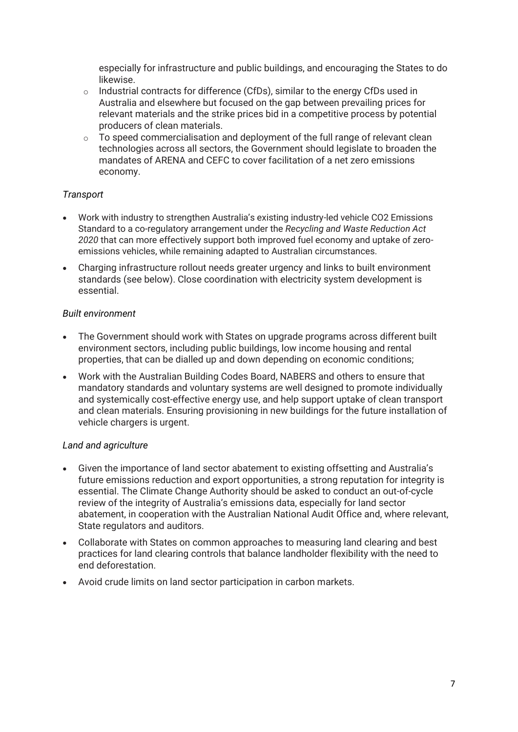especially for infrastructure and public buildings, and encouraging the States to do likewise.

  - Industrial contracts for difference (CfDs), similar to the energy CfDs used in Australia and elsewhere but focused on the gap between prevailing prices for relevant materials and the strike prices bid in a competitive process by potential producers of clean materials.
  - To speed commercialisation and deployment of the full range of relevant clean technologies across all sectors, the Government should legislate to broaden the mandates of ARENA and CEFC to cover facilitation of a net zero emissions economy.

*Transport*

- Work with industry to strengthen Australia's existing industry-led vehicle CO2 Emissions Standard to a co-regulatory arrangement under the *Recycling and Waste Reduction Act 2020* that can more effectively support both improved fuel economy and uptake of zero-emissions vehicles, while remaining adapted to Australian circumstances.
- Charging infrastructure rollout needs greater urgency and links to built environment standards (see below). Close coordination with electricity system development is essential.

*Built environment*

- The Government should work with States on upgrade programs across different built environment sectors, including public buildings, low income housing and rental properties, that can be dialled up and down depending on economic conditions;
- Work with the Australian Building Codes Board, NABERS and others to ensure that mandatory standards and voluntary systems are well designed to promote individually and systemically cost-effective energy use, and help support uptake of clean transport and clean materials. Ensuring provisioning in new buildings for the future installation of vehicle chargers is urgent.

*Land and agriculture*

- Given the importance of land sector abatement to existing offsetting and Australia's future emissions reduction and export opportunities, a strong reputation for integrity is essential. The Climate Change Authority should be asked to conduct an out-of-cycle review of the integrity of Australia's emissions data, especially for land sector abatement, in cooperation with the Australian National Audit Office and, where relevant, State regulators and auditors.
- Collaborate with States on common approaches to measuring land clearing and best practices for land clearing controls that balance landholder flexibility with the need to end deforestation.
- Avoid crude limits on land sector participation in carbon markets.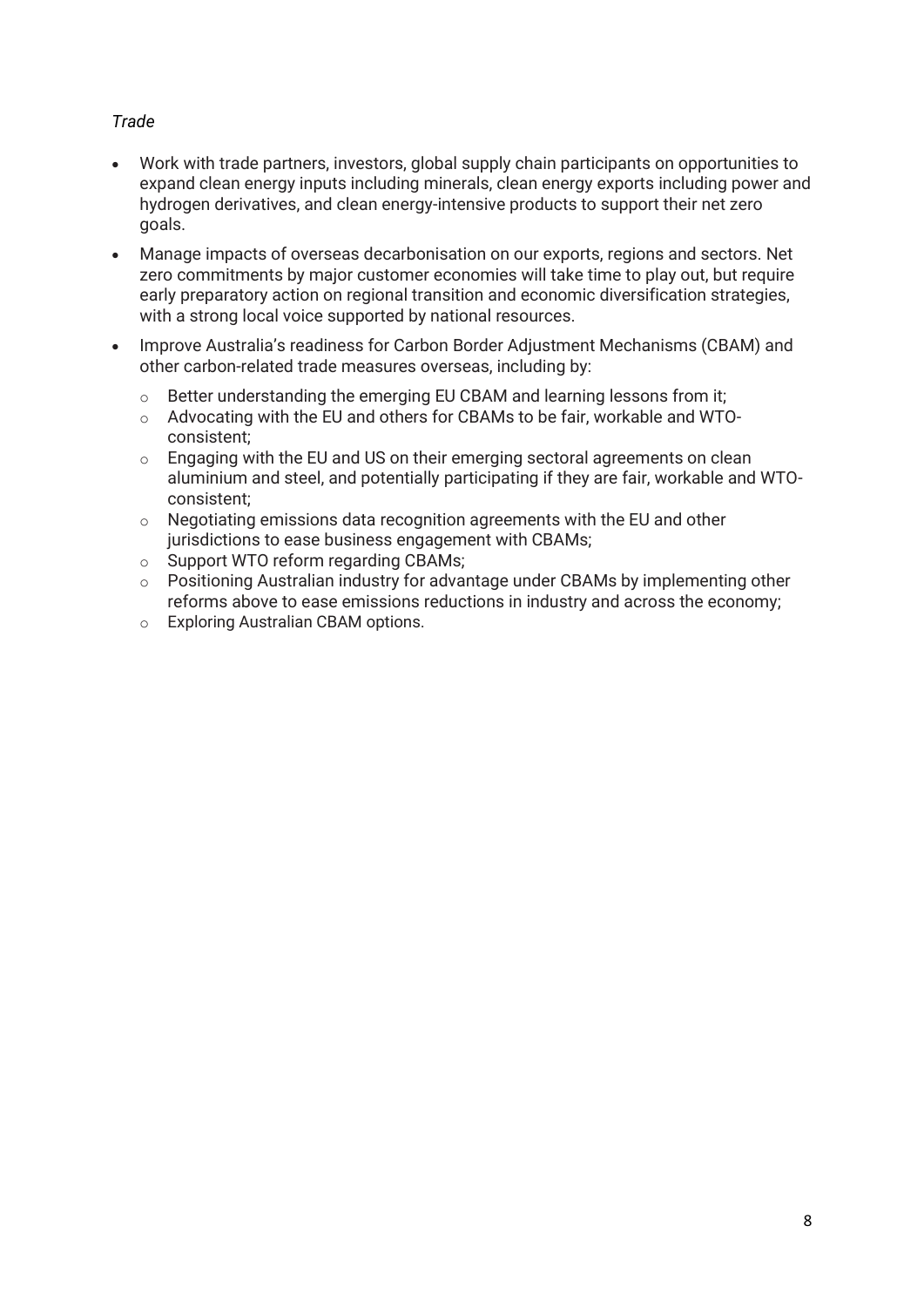*Trade*

- Work with trade partners, investors, global supply chain participants on opportunities to expand clean energy inputs including minerals, clean energy exports including power and hydrogen derivatives, and clean energy-intensive products to support their net zero goals.
- Manage impacts of overseas decarbonisation on our exports, regions and sectors. Net zero commitments by major customer economies will take time to play out, but require early preparatory action on regional transition and economic diversification strategies, with a strong local voice supported by national resources.
- Improve Australia's readiness for Carbon Border Adjustment Mechanisms (CBAM) and other carbon-related trade measures overseas, including by:
  - Better understanding the emerging EU CBAM and learning lessons from it;
  - Advocating with the EU and others for CBAMs to be fair, workable and WTO-consistent;
  - Engaging with the EU and US on their emerging sectoral agreements on clean aluminium and steel, and potentially participating if they are fair, workable and WTO-consistent;
  - Negotiating emissions data recognition agreements with the EU and other jurisdictions to ease business engagement with CBAMs;
  - Support WTO reform regarding CBAMs;
  - Positioning Australian industry for advantage under CBAMs by implementing other reforms above to ease emissions reductions in industry and across the economy;
  - Exploring Australian CBAM options.